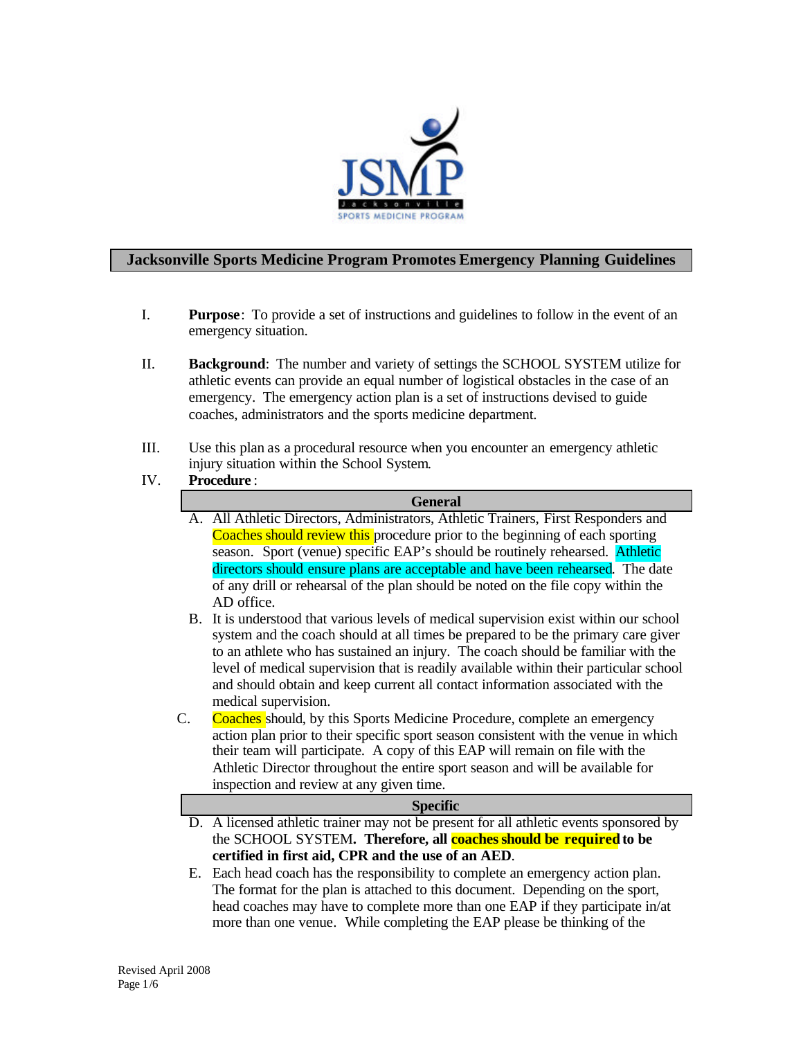# Jacksonville Sports Medicine Program Promotes Emergency Planning Guidelines

I. **Purpose**: To provide a set of instructions and guidelines to follow in the event of an emergency situation.

II. **Background**: The number and variety of settings the SCHOOL SYSTEM utilize for athletic events can provide an equal number of logistical obstacles in the case of an emergency. The emergency action plan is a set of instructions devised to guide coaches, administrators and the sports medicine department.

III. Use this plan as a procedural resource when you encounter an emergency athletic injury situation within the School System.

IV. **Procedure**:

## General

A. All Athletic Directors, Administrators, Athletic Trainers, First Responders and Coaches should review this procedure prior to the beginning of each sporting season. Sport (venue) specific EAP's should be routinely rehearsed. Athletic directors should ensure plans are acceptable and have been rehearsed. The date of any drill or rehearsal of the plan should be noted on the file copy within the AD office.

B. It is understood that various levels of medical supervision exist within our school system and the coach should at all times be prepared to be the primary care giver to an athlete who has sustained an injury. The coach should be familiar with the level of medical supervision that is readily available within their particular school and should obtain and keep current all contact information associated with the medical supervision.

C. Coaches should, by this Sports Medicine Procedure, complete an emergency action plan prior to their specific sport season consistent with the venue in which their team will participate. A copy of this EAP will remain on file with the Athletic Director throughout the entire sport season and will be available for inspection and review at any given time.

## Specific

D. A licensed athletic trainer may not be present for all athletic events sponsored by the SCHOOL SYSTEM. **Therefore, all coaches should be required to be certified in first aid, CPR and the use of an AED**.

E. Each head coach has the responsibility to complete an emergency action plan. The format for the plan is attached to this document. Depending on the sport, head coaches may have to complete more than one EAP if they participate in/at more than one venue. While completing the EAP please be thinking of the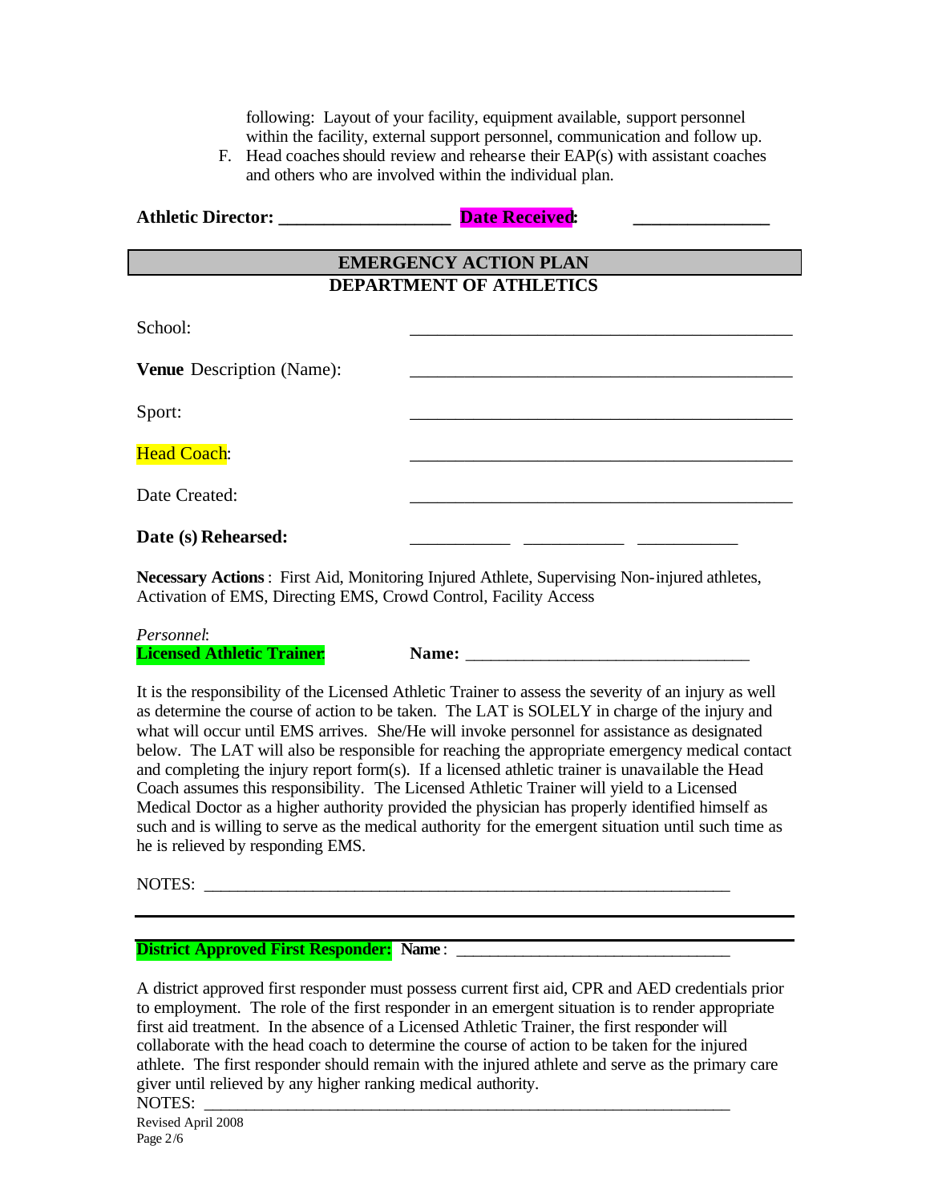following: Layout of your facility, equipment available, support personnel within the facility, external support personnel, communication and follow up.

F. Head coaches should review and rehearse their EAP(s) with assistant coaches and others who are involved within the individual plan.

**Athletic Director: ___________________** **Date Received: _______________**

## EMERGENCY ACTION PLAN
## DEPARTMENT OF ATHLETICS

School: _____________________________________________

**Venue** Description (Name): _____________________________________________

Sport: _____________________________________________

Head Coach: _____________________________________________

Date Created: _____________________________________________

**Date (s) Rehearsed:** ___________ ___________ ___________

**Necessary Actions** : First Aid, Monitoring Injured Athlete, Supervising Non-injured athletes, Activation of EMS, Directing EMS, Crowd Control, Facility Access

*Personnel*:

**Licensed Athletic Trainer**: **Name:** _________________________________

It is the responsibility of the Licensed Athletic Trainer to assess the severity of an injury as well as determine the course of action to be taken. The LAT is SOLELY in charge of the injury and what will occur until EMS arrives. She/He will invoke personnel for assistance as designated below. The LAT will also be responsible for reaching the appropriate emergency medical contact and completing the injury report form(s). If a licensed athletic trainer is unavailable the Head Coach assumes this responsibility. The Licensed Athletic Trainer will yield to a Licensed Medical Doctor as a higher authority provided the physician has properly identified himself as such and is willing to serve as the medical authority for the emergent situation until such time as he is relieved by responding EMS.

NOTES: _________________________________________________________________

---

**District Approved First Responder:** **Name**: _________________________________

A district approved first responder must possess current first aid, CPR and AED credentials prior to employment. The role of the first responder in an emergent situation is to render appropriate first aid treatment. In the absence of a Licensed Athletic Trainer, the first responder will collaborate with the head coach to determine the course of action to be taken for the injured athlete. The first responder should remain with the injured athlete and serve as the primary care giver until relieved by any higher ranking medical authority.

NOTES: _________________________________________________________________

Revised April 2008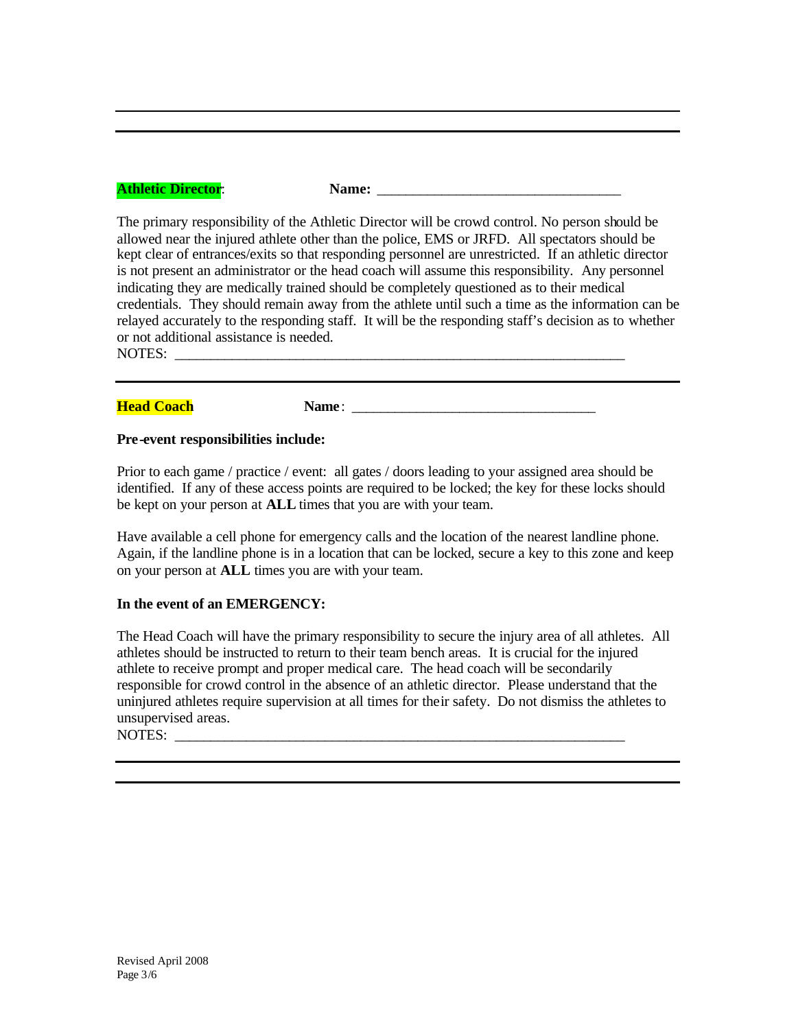---

**Athletic Director**: **Name:** ________________________________

The primary responsibility of the Athletic Director will be crowd control. No person should be allowed near the injured athlete other than the police, EMS or JRFD. All spectators should be kept clear of entrances/exits so that responding personnel are unrestricted. If an athletic director is not present an administrator or the head coach will assume this responsibility. Any personnel indicating they are medically trained should be completely questioned as to their medical credentials. They should remain away from the athlete until such a time as the information can be relayed accurately to the responding staff. It will be the responding staff's decision as to whether or not additional assistance is needed.

NOTES: ____________________________________________________________

---

**Head Coach** **Name**: ________________________________

**Pre-event responsibilities include:**

Prior to each game / practice / event: all gates / doors leading to your assigned area should be identified. If any of these access points are required to be locked; the key for these locks should be kept on your person at **ALL** times that you are with your team.

Have available a cell phone for emergency calls and the location of the nearest landline phone. Again, if the landline phone is in a location that can be locked, secure a key to this zone and keep on your person at **ALL** times you are with your team.

**In the event of an EMERGENCY:**

The Head Coach will have the primary responsibility to secure the injury area of all athletes. All athletes should be instructed to return to their team bench areas. It is crucial for the injured athlete to receive prompt and proper medical care. The head coach will be secondarily responsible for crowd control in the absence of an athletic director. Please understand that the uninjured athletes require supervision at all times for their safety. Do not dismiss the athletes to unsupervised areas.

NOTES: ____________________________________________________________

---

Revised April 2008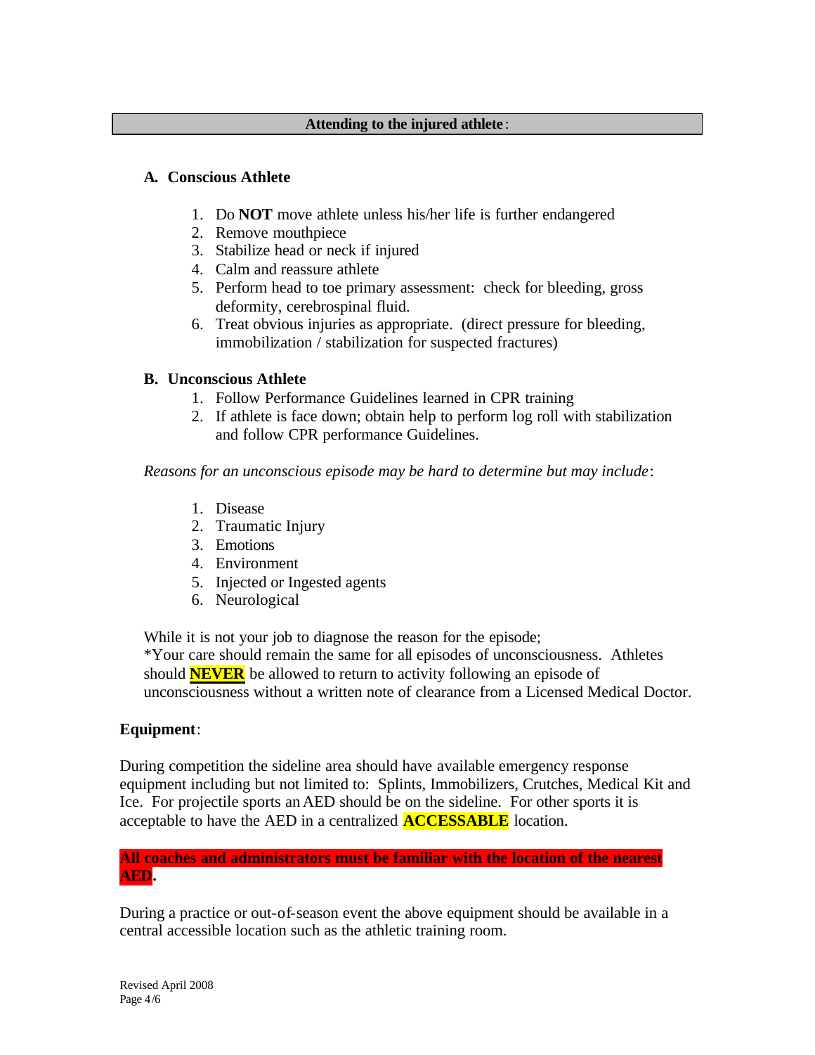## Attending to the injured athlete:

### A. Conscious Athlete

1. Do **NOT** move athlete unless his/her life is further endangered
2. Remove mouthpiece
3. Stabilize head or neck if injured
4. Calm and reassure athlete
5. Perform head to toe primary assessment: check for bleeding, gross deformity, cerebrospinal fluid.
6. Treat obvious injuries as appropriate. (direct pressure for bleeding, immobilization / stabilization for suspected fractures)

### B. Unconscious Athlete

1. Follow Performance Guidelines learned in CPR training
2. If athlete is face down; obtain help to perform log roll with stabilization and follow CPR performance Guidelines.

*Reasons for an unconscious episode may be hard to determine but may include*:

1. Disease
2. Traumatic Injury
3. Emotions
4. Environment
5. Injected or Ingested agents
6. Neurological

While it is not your job to diagnose the reason for the episode;
*Your care should remain the same for all episodes of unconsciousness. Athletes should **NEVER** be allowed to return to activity following an episode of unconsciousness without a written note of clearance from a Licensed Medical Doctor.

**Equipment**:

During competition the sideline area should have available emergency response equipment including but not limited to: Splints, Immobilizers, Crutches, Medical Kit and Ice. For projectile sports an AED should be on the sideline. For other sports it is acceptable to have the AED in a centralized **ACCESSABLE** location.

**All coaches and administrators must be familiar with the location of the nearest AED.**

During a practice or out-of-season event the above equipment should be available in a central accessible location such as the athletic training room.

Revised April 2008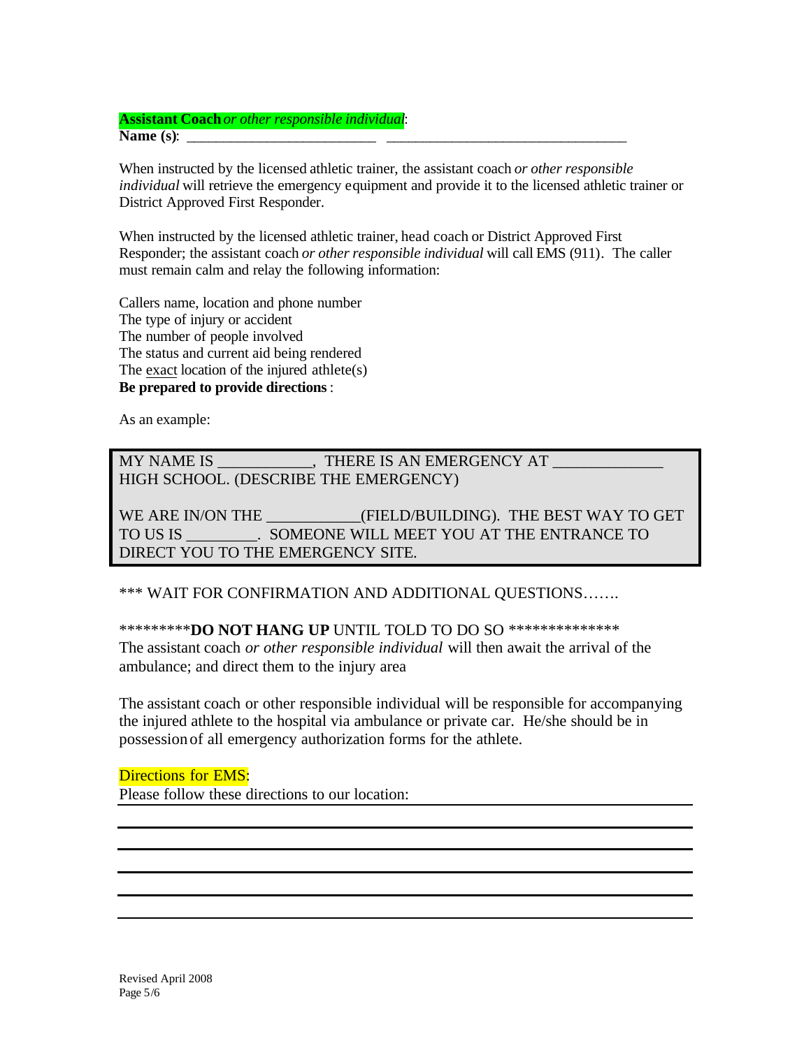**Assistant Coach** *or other responsible individual*:
**Name (s)**: ________________________ ________________________________

When instructed by the licensed athletic trainer, the assistant coach *or other responsible individual* will retrieve the emergency equipment and provide it to the licensed athletic trainer or District Approved First Responder.

When instructed by the licensed athletic trainer, head coach or District Approved First Responder; the assistant coach *or other responsible individual* will call EMS (911). The caller must remain calm and relay the following information:

Callers name, location and phone number
The type of injury or accident
The number of people involved
The status and current aid being rendered
The exact location of the injured athlete(s)
**Be prepared to provide directions**:

As an example:

> MY NAME IS ___________, THERE IS AN EMERGENCY AT _____________ HIGH SCHOOL. (DESCRIBE THE EMERGENCY)
>
> WE ARE IN/ON THE ___________(FIELD/BUILDING). THE BEST WAY TO GET TO US IS ________. SOMEONE WILL MEET YOU AT THE ENTRANCE TO DIRECT YOU TO THE EMERGENCY SITE.

*** WAIT FOR CONFIRMATION AND ADDITIONAL QUESTIONS…….

*********<strong>DO NOT HANG UP</strong> UNTIL TOLD TO DO SO ***************
The assistant coach *or other responsible individual* will then await the arrival of the ambulance; and direct them to the injury area

The assistant coach or other responsible individual will be responsible for accompanying the injured athlete to the hospital via ambulance or private car. He/she should be in possession of all emergency authorization forms for the athlete.

Directions for EMS:
Please follow these directions to our location:

___________________________________________________________

___________________________________________________________

___________________________________________________________

___________________________________________________________

___________________________________________________________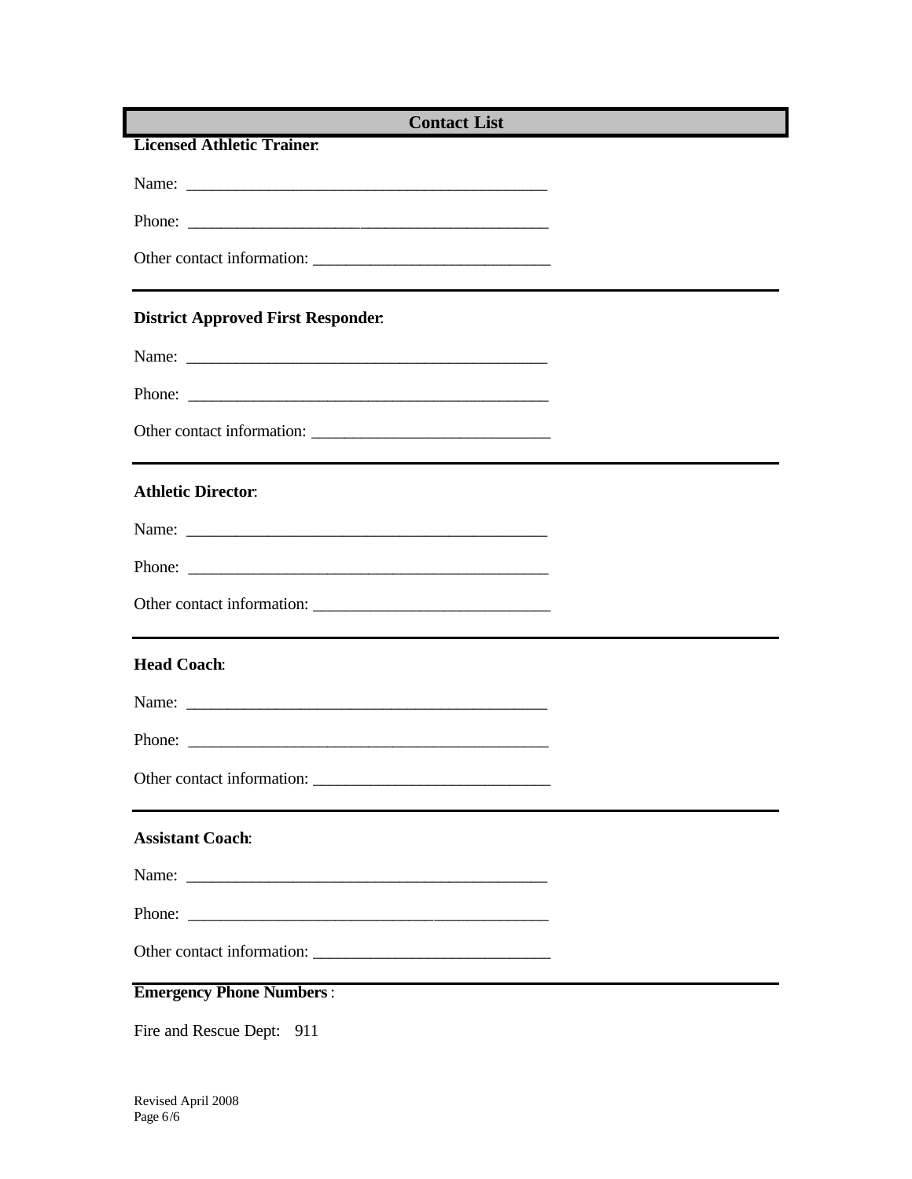## Contact List

**Licensed Athletic Trainer**:

Name: ___________________________________________

Phone: ___________________________________________

Other contact information: ____________________________

---

**District Approved First Responder**:

Name: ___________________________________________

Phone: ___________________________________________

Other contact information: ____________________________

---

**Athletic Director**:

Name: ___________________________________________

Phone: ___________________________________________

Other contact information: ____________________________

---

**Head Coach**:

Name: ___________________________________________

Phone: ___________________________________________

Other contact information: ____________________________

---

**Assistant Coach**:

Name: ___________________________________________

Phone: ___________________________________________

Other contact information: ____________________________

---

**Emergency Phone Numbers**:

Fire and Rescue Dept: 911

Revised April 2008